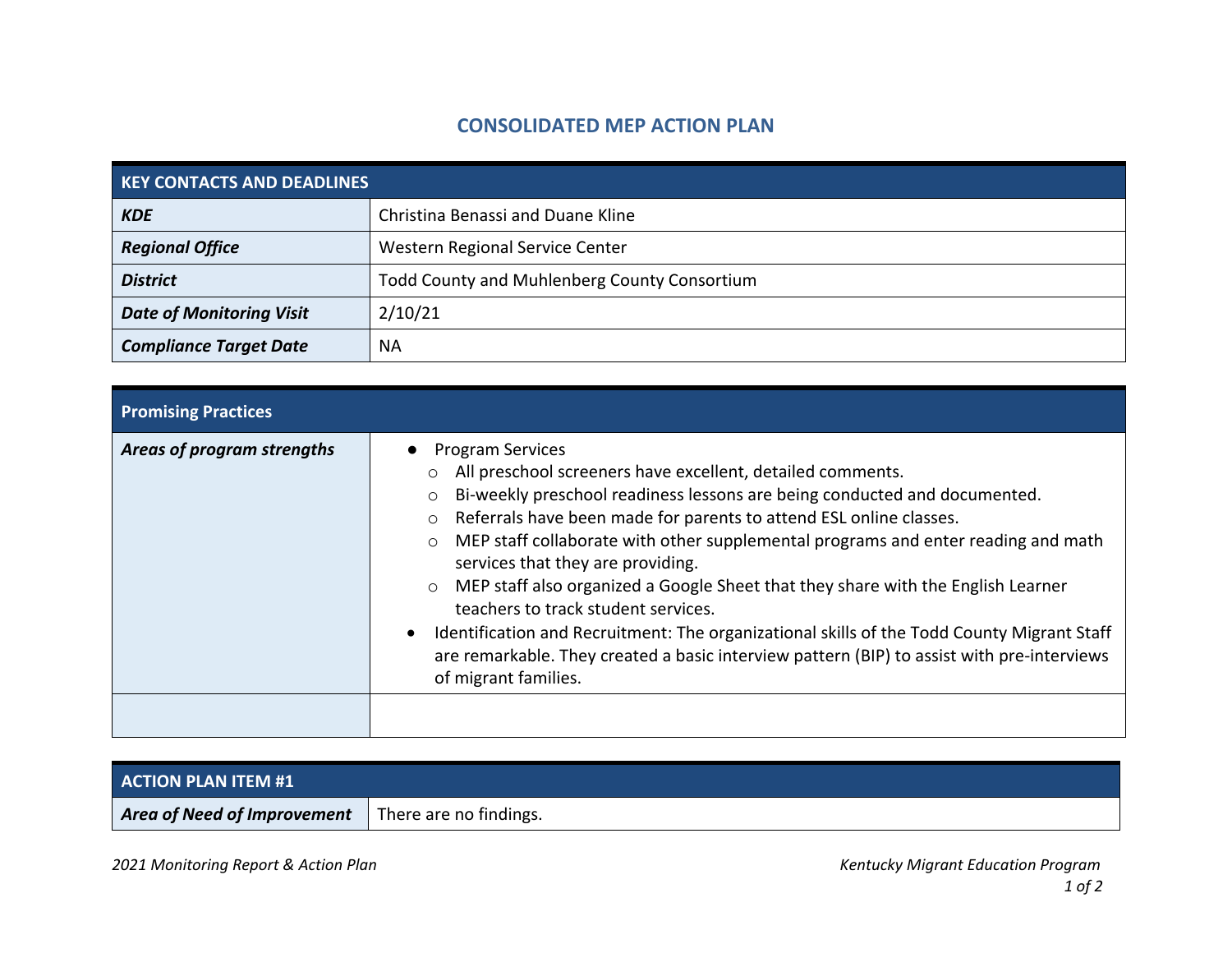# CONSOLIDATED MEP ACTION PLAN

| KEY CONTACTS AND DEADLINES | |
|---|---|
| ***KDE*** | Christina Benassi and Duane Kline |
| ***Regional Office*** | Western Regional Service Center |
| ***District*** | Todd County and Muhlenberg County Consortium |
| ***Date of Monitoring Visit*** | 2/10/21 |
| ***Compliance Target Date*** | NA |

| Promising Practices | |
|---|---|
| ***Areas of program strengths*** | ● Program Services<br>○ All preschool screeners have excellent, detailed comments.<br>○ Bi-weekly preschool readiness lessons are being conducted and documented.<br>○ Referrals have been made for parents to attend ESL online classes.<br>○ MEP staff collaborate with other supplemental programs and enter reading and math services that they are providing.<br>○ MEP staff also organized a Google Sheet that they share with the English Learner teachers to track student services.<br>• Identification and Recruitment: The organizational skills of the Todd County Migrant Staff are remarkable. They created a basic interview pattern (BIP) to assist with pre-interviews of migrant families. |
| | |

| ACTION PLAN ITEM #1 | |
|---|---|
| ***Area of Need of Improvement*** | There are no findings. |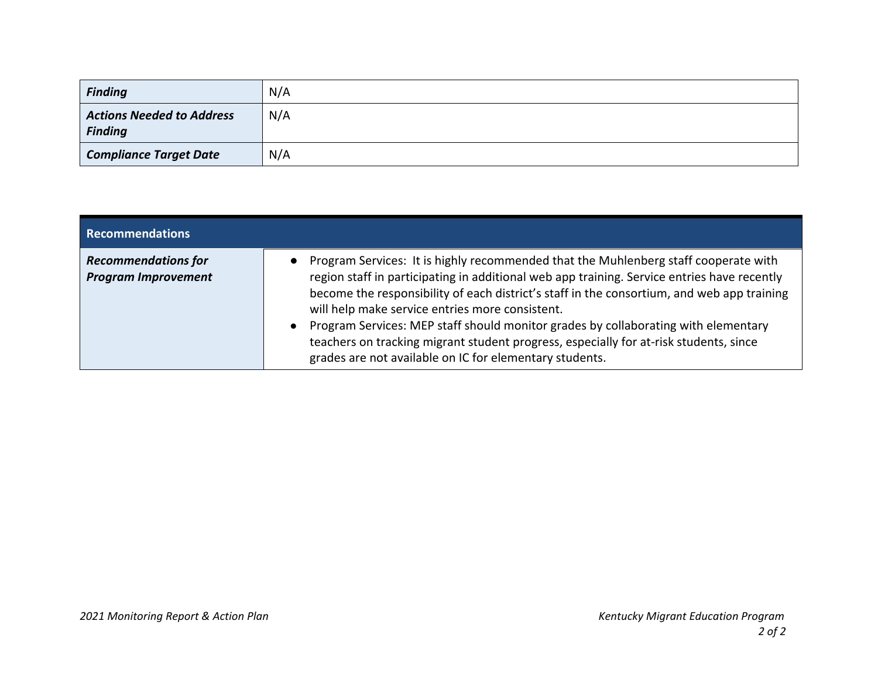| | |
|---|---|
| ***Finding*** | N/A |
| ***Actions Needed to Address Finding*** | N/A |
| ***Compliance Target Date*** | N/A |

| **Recommendations** | |
|---|---|
| ***Recommendations for Program Improvement*** | • Program Services: It is highly recommended that the Muhlenberg staff cooperate with region staff in participating in additional web app training. Service entries have recently become the responsibility of each district's staff in the consortium, and web app training will help make service entries more consistent.<br>• Program Services: MEP staff should monitor grades by collaborating with elementary teachers on tracking migrant student progress, especially for at-risk students, since grades are not available on IC for elementary students. |